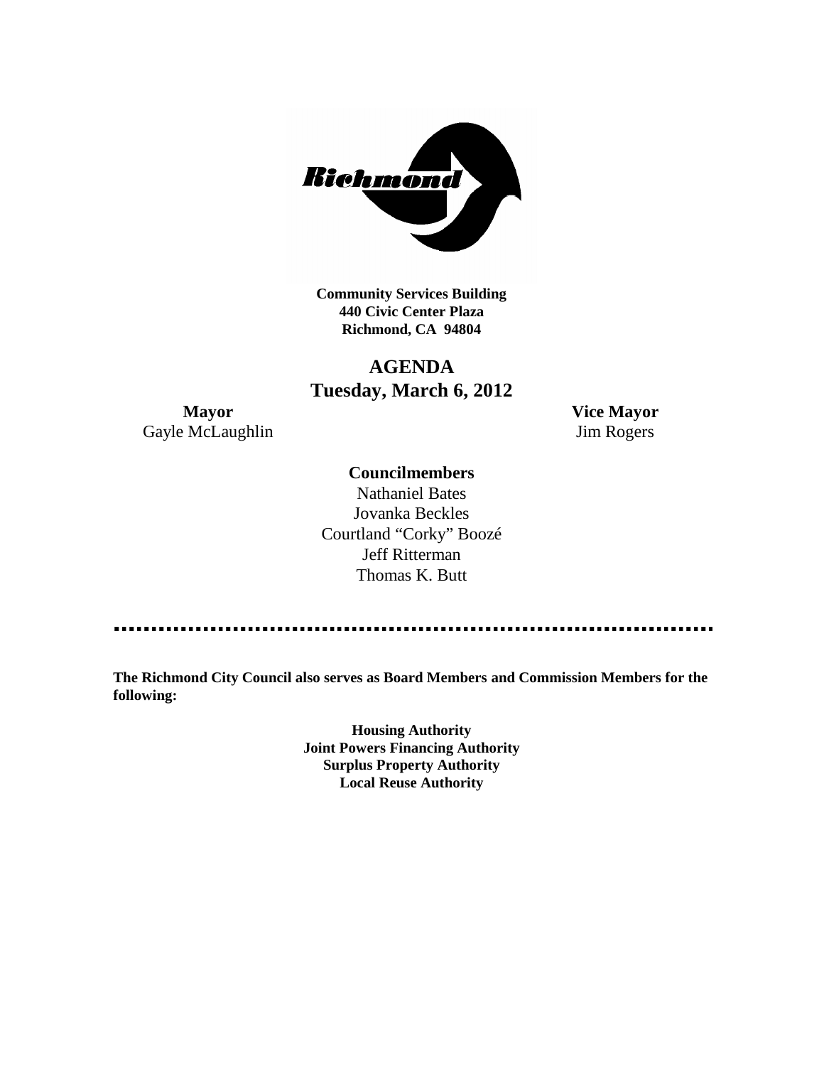**Community Services Building**
**440 Civic Center Plaza**
**Richmond, CA 94804**

# AGENDA
## Tuesday, March 6, 2012

**Mayor**
Gayle McLaughlin

**Vice Mayor**
Jim Rogers

**Councilmembers**
Nathaniel Bates
Jovanka Beckles
Courtland "Corky" Boozé
Jeff Ritterman
Thomas K. Butt

---

**The Richmond City Council also serves as Board Members and Commission Members for the following:**

**Housing Authority**
**Joint Powers Financing Authority**
**Surplus Property Authority**
**Local Reuse Authority**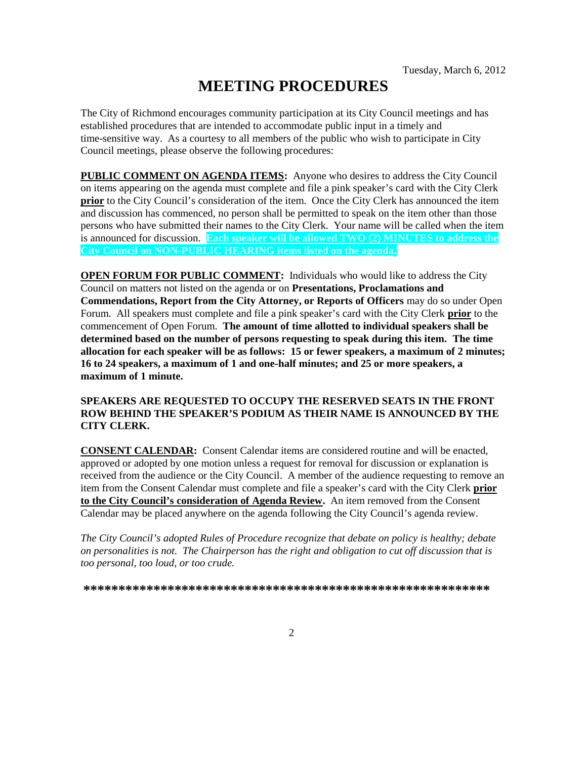Tuesday, March 6, 2012

# MEETING PROCEDURES

The City of Richmond encourages community participation at its City Council meetings and has established procedures that are intended to accommodate public input in a timely and time-sensitive way. As a courtesy to all members of the public who wish to participate in City Council meetings, please observe the following procedures:

**PUBLIC COMMENT ON AGENDA ITEMS:** Anyone who desires to address the City Council on items appearing on the agenda must complete and file a pink speaker's card with the City Clerk **prior** to the City Council's consideration of the item. Once the City Clerk has announced the item and discussion has commenced, no person shall be permitted to speak on the item other than those persons who have submitted their names to the City Clerk. Your name will be called when the item is announced for discussion. **Each speaker will be allowed TWO (2) MINUTES to address the City Council on NON-PUBLIC HEARING items listed on the agenda.**

**OPEN FORUM FOR PUBLIC COMMENT:** Individuals who would like to address the City Council on matters not listed on the agenda or on **Presentations, Proclamations and Commendations, Report from the City Attorney, or Reports of Officers** may do so under Open Forum. All speakers must complete and file a pink speaker's card with the City Clerk **prior** to the commencement of Open Forum. **The amount of time allotted to individual speakers shall be determined based on the number of persons requesting to speak during this item. The time allocation for each speaker will be as follows: 15 or fewer speakers, a maximum of 2 minutes; 16 to 24 speakers, a maximum of 1 and one-half minutes; and 25 or more speakers, a maximum of 1 minute.**

**SPEAKERS ARE REQUESTED TO OCCUPY THE RESERVED SEATS IN THE FRONT ROW BEHIND THE SPEAKER'S PODIUM AS THEIR NAME IS ANNOUNCED BY THE CITY CLERK.**

**CONSENT CALENDAR:** Consent Calendar items are considered routine and will be enacted, approved or adopted by one motion unless a request for removal for discussion or explanation is received from the audience or the City Council. A member of the audience requesting to remove an item from the Consent Calendar must complete and file a speaker's card with the City Clerk **prior to the City Council's consideration of Agenda Review.** An item removed from the Consent Calendar may be placed anywhere on the agenda following the City Council's agenda review.

*The City Council's adopted Rules of Procedure recognize that debate on policy is healthy; debate on personalities is not. The Chairperson has the right and obligation to cut off discussion that is too personal, too loud, or too crude.*

**\*\*\*\*\*\*\*\*\*\*\*\*\*\*\*\*\*\*\*\*\*\*\*\*\*\*\*\*\*\*\*\*\*\*\*\*\*\*\*\*\*\*\*\*\*\*\*\*\*\*\*\*\*\*\*\*\*\*\*\*\*\***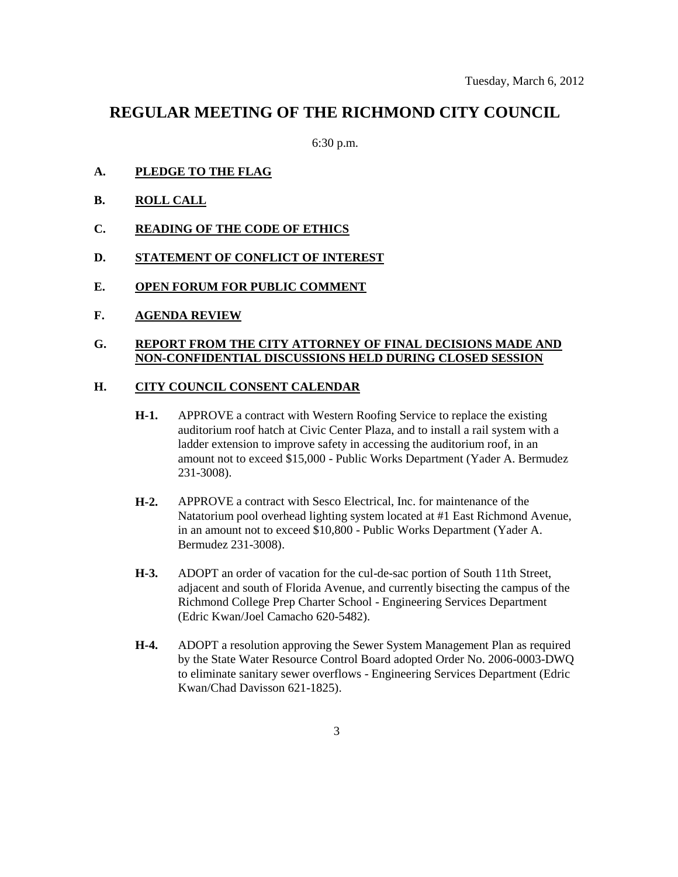Tuesday, March 6, 2012

# REGULAR MEETING OF THE RICHMOND CITY COUNCIL

6:30 p.m.

**A. PLEDGE TO THE FLAG**

**B. ROLL CALL**

**C. READING OF THE CODE OF ETHICS**

**D. STATEMENT OF CONFLICT OF INTEREST**

**E. OPEN FORUM FOR PUBLIC COMMENT**

**F. AGENDA REVIEW**

**G. REPORT FROM THE CITY ATTORNEY OF FINAL DECISIONS MADE AND NON-CONFIDENTIAL DISCUSSIONS HELD DURING CLOSED SESSION**

**H. CITY COUNCIL CONSENT CALENDAR**

**H-1.** APPROVE a contract with Western Roofing Service to replace the existing auditorium roof hatch at Civic Center Plaza, and to install a rail system with a ladder extension to improve safety in accessing the auditorium roof, in an amount not to exceed $15,000 - Public Works Department (Yader A. Bermudez 231-3008).

**H-2.** APPROVE a contract with Sesco Electrical, Inc. for maintenance of the Natatorium pool overhead lighting system located at #1 East Richmond Avenue, in an amount not to exceed $10,800 - Public Works Department (Yader A. Bermudez 231-3008).

**H-3.** ADOPT an order of vacation for the cul-de-sac portion of South 11th Street, adjacent and south of Florida Avenue, and currently bisecting the campus of the Richmond College Prep Charter School - Engineering Services Department (Edric Kwan/Joel Camacho 620-5482).

**H-4.** ADOPT a resolution approving the Sewer System Management Plan as required by the State Water Resource Control Board adopted Order No. 2006-0003-DWQ to eliminate sanitary sewer overflows - Engineering Services Department (Edric Kwan/Chad Davisson 621-1825).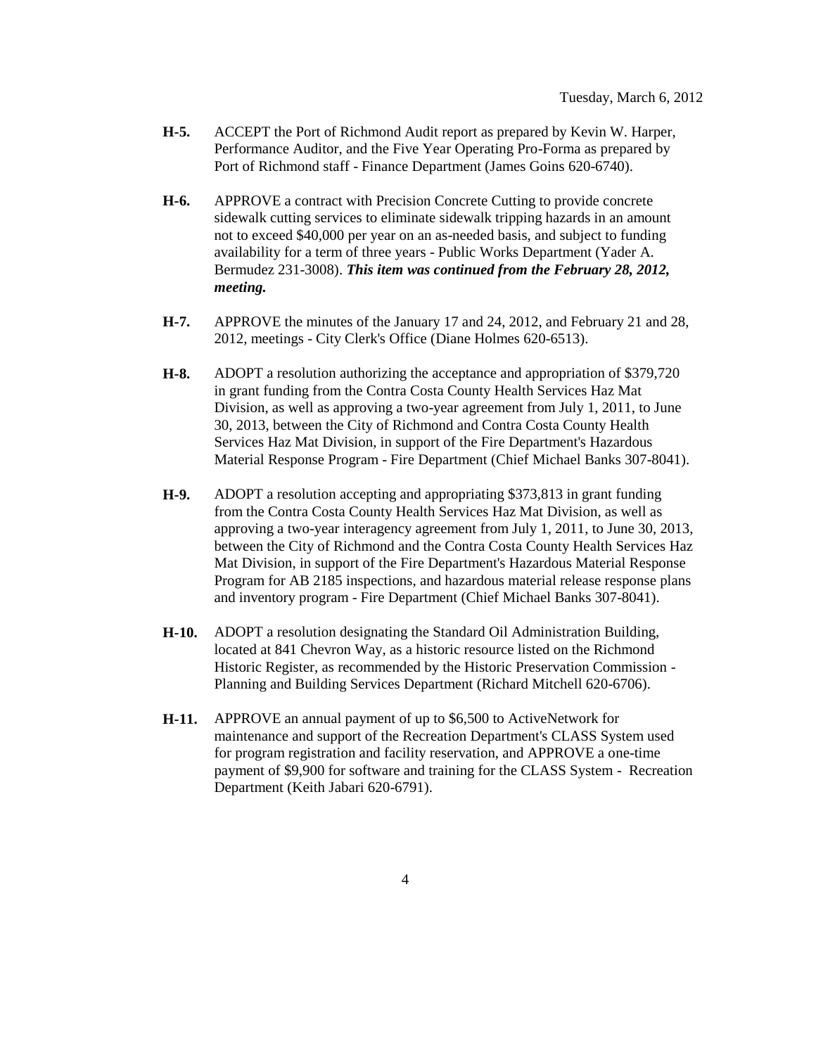**H-5.** ACCEPT the Port of Richmond Audit report as prepared by Kevin W. Harper, Performance Auditor, and the Five Year Operating Pro-Forma as prepared by Port of Richmond staff - Finance Department (James Goins 620-6740).

**H-6.** APPROVE a contract with Precision Concrete Cutting to provide concrete sidewalk cutting services to eliminate sidewalk tripping hazards in an amount not to exceed $40,000 per year on an as-needed basis, and subject to funding availability for a term of three years - Public Works Department (Yader A. Bermudez 231-3008). ***This item was continued from the February 28, 2012, meeting.***

**H-7.** APPROVE the minutes of the January 17 and 24, 2012, and February 21 and 28, 2012, meetings - City Clerk's Office (Diane Holmes 620-6513).

**H-8.** ADOPT a resolution authorizing the acceptance and appropriation of $379,720 in grant funding from the Contra Costa County Health Services Haz Mat Division, as well as approving a two-year agreement from July 1, 2011, to June 30, 2013, between the City of Richmond and Contra Costa County Health Services Haz Mat Division, in support of the Fire Department's Hazardous Material Response Program - Fire Department (Chief Michael Banks 307-8041).

**H-9.** ADOPT a resolution accepting and appropriating $373,813 in grant funding from the Contra Costa County Health Services Haz Mat Division, as well as approving a two-year interagency agreement from July 1, 2011, to June 30, 2013, between the City of Richmond and the Contra Costa County Health Services Haz Mat Division, in support of the Fire Department's Hazardous Material Response Program for AB 2185 inspections, and hazardous material release response plans and inventory program - Fire Department (Chief Michael Banks 307-8041).

**H-10.** ADOPT a resolution designating the Standard Oil Administration Building, located at 841 Chevron Way, as a historic resource listed on the Richmond Historic Register, as recommended by the Historic Preservation Commission - Planning and Building Services Department (Richard Mitchell 620-6706).

**H-11.** APPROVE an annual payment of up to $6,500 to ActiveNetwork for maintenance and support of the Recreation Department's CLASS System used for program registration and facility reservation, and APPROVE a one-time payment of $9,900 for software and training for the CLASS System - Recreation Department (Keith Jabari 620-6791).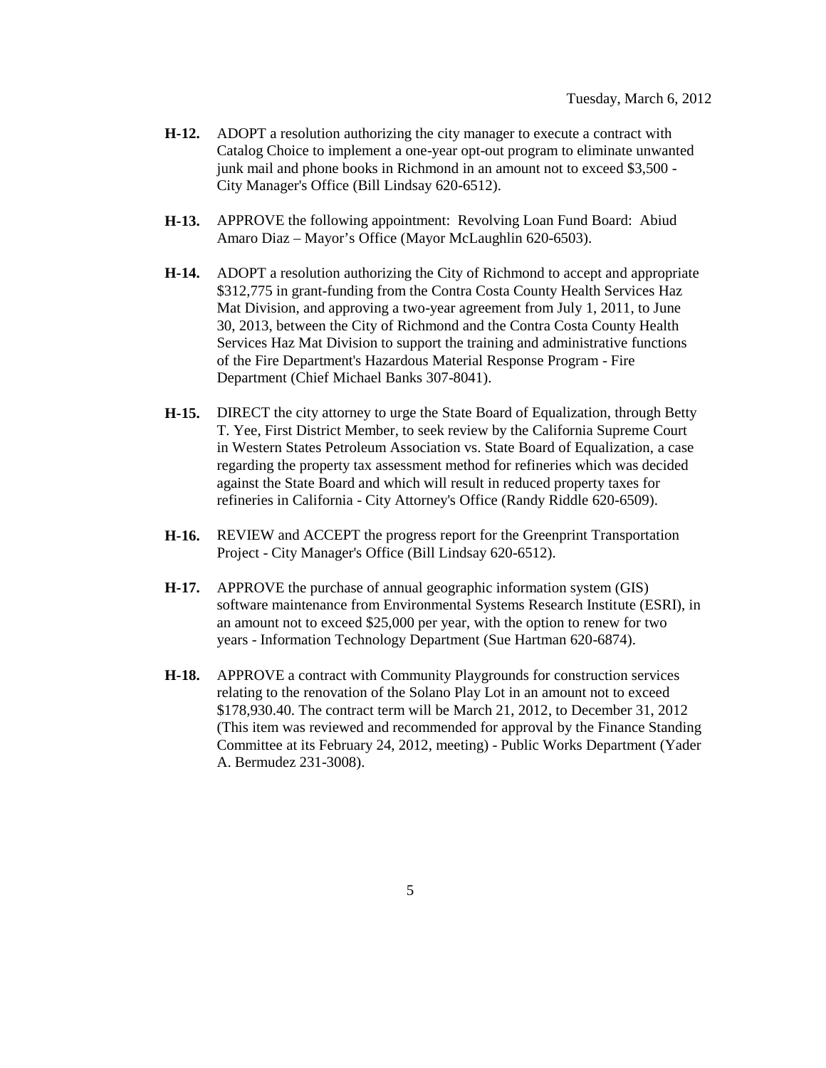**H-12.** ADOPT a resolution authorizing the city manager to execute a contract with Catalog Choice to implement a one-year opt-out program to eliminate unwanted junk mail and phone books in Richmond in an amount not to exceed $3,500 - City Manager's Office (Bill Lindsay 620-6512).

**H-13.** APPROVE the following appointment: Revolving Loan Fund Board: Abiud Amaro Diaz – Mayor's Office (Mayor McLaughlin 620-6503).

**H-14.** ADOPT a resolution authorizing the City of Richmond to accept and appropriate $312,775 in grant-funding from the Contra Costa County Health Services Haz Mat Division, and approving a two-year agreement from July 1, 2011, to June 30, 2013, between the City of Richmond and the Contra Costa County Health Services Haz Mat Division to support the training and administrative functions of the Fire Department's Hazardous Material Response Program - Fire Department (Chief Michael Banks 307-8041).

**H-15.** DIRECT the city attorney to urge the State Board of Equalization, through Betty T. Yee, First District Member, to seek review by the California Supreme Court in Western States Petroleum Association vs. State Board of Equalization, a case regarding the property tax assessment method for refineries which was decided against the State Board and which will result in reduced property taxes for refineries in California - City Attorney's Office (Randy Riddle 620-6509).

**H-16.** REVIEW and ACCEPT the progress report for the Greenprint Transportation Project - City Manager's Office (Bill Lindsay 620-6512).

**H-17.** APPROVE the purchase of annual geographic information system (GIS) software maintenance from Environmental Systems Research Institute (ESRI), in an amount not to exceed $25,000 per year, with the option to renew for two years - Information Technology Department (Sue Hartman 620-6874).

**H-18.** APPROVE a contract with Community Playgrounds for construction services relating to the renovation of the Solano Play Lot in an amount not to exceed $178,930.40. The contract term will be March 21, 2012, to December 31, 2012 (This item was reviewed and recommended for approval by the Finance Standing Committee at its February 24, 2012, meeting) - Public Works Department (Yader A. Bermudez 231-3008).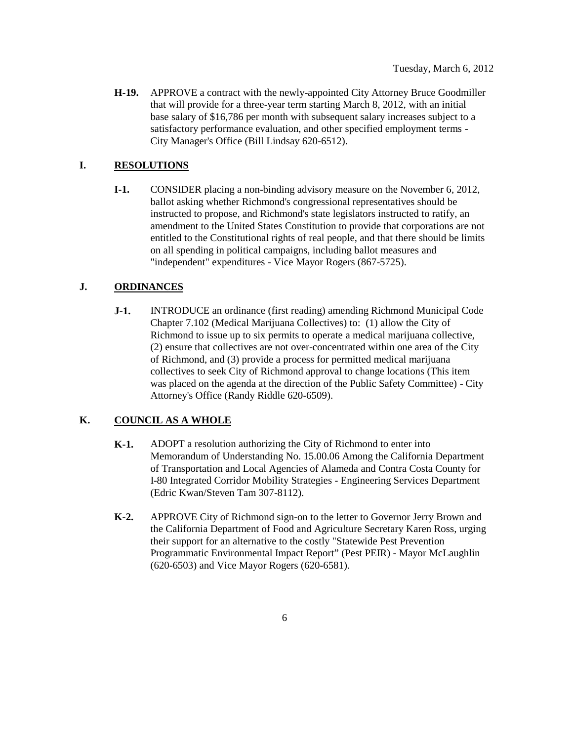**H-19.** APPROVE a contract with the newly-appointed City Attorney Bruce Goodmiller that will provide for a three-year term starting March 8, 2012, with an initial base salary of $16,786 per month with subsequent salary increases subject to a satisfactory performance evaluation, and other specified employment terms - City Manager's Office (Bill Lindsay 620-6512).

## I. RESOLUTIONS

**I-1.** CONSIDER placing a non-binding advisory measure on the November 6, 2012, ballot asking whether Richmond's congressional representatives should be instructed to propose, and Richmond's state legislators instructed to ratify, an amendment to the United States Constitution to provide that corporations are not entitled to the Constitutional rights of real people, and that there should be limits on all spending in political campaigns, including ballot measures and "independent" expenditures - Vice Mayor Rogers (867-5725).

## J. ORDINANCES

**J-1.** INTRODUCE an ordinance (first reading) amending Richmond Municipal Code Chapter 7.102 (Medical Marijuana Collectives) to: (1) allow the City of Richmond to issue up to six permits to operate a medical marijuana collective, (2) ensure that collectives are not over-concentrated within one area of the City of Richmond, and (3) provide a process for permitted medical marijuana collectives to seek City of Richmond approval to change locations (This item was placed on the agenda at the direction of the Public Safety Committee) - City Attorney's Office (Randy Riddle 620-6509).

## K. COUNCIL AS A WHOLE

**K-1.** ADOPT a resolution authorizing the City of Richmond to enter into Memorandum of Understanding No. 15.00.06 Among the California Department of Transportation and Local Agencies of Alameda and Contra Costa County for I-80 Integrated Corridor Mobility Strategies - Engineering Services Department (Edric Kwan/Steven Tam 307-8112).

**K-2.** APPROVE City of Richmond sign-on to the letter to Governor Jerry Brown and the California Department of Food and Agriculture Secretary Karen Ross, urging their support for an alternative to the costly "Statewide Pest Prevention Programmatic Environmental Impact Report" (Pest PEIR) - Mayor McLaughlin (620-6503) and Vice Mayor Rogers (620-6581).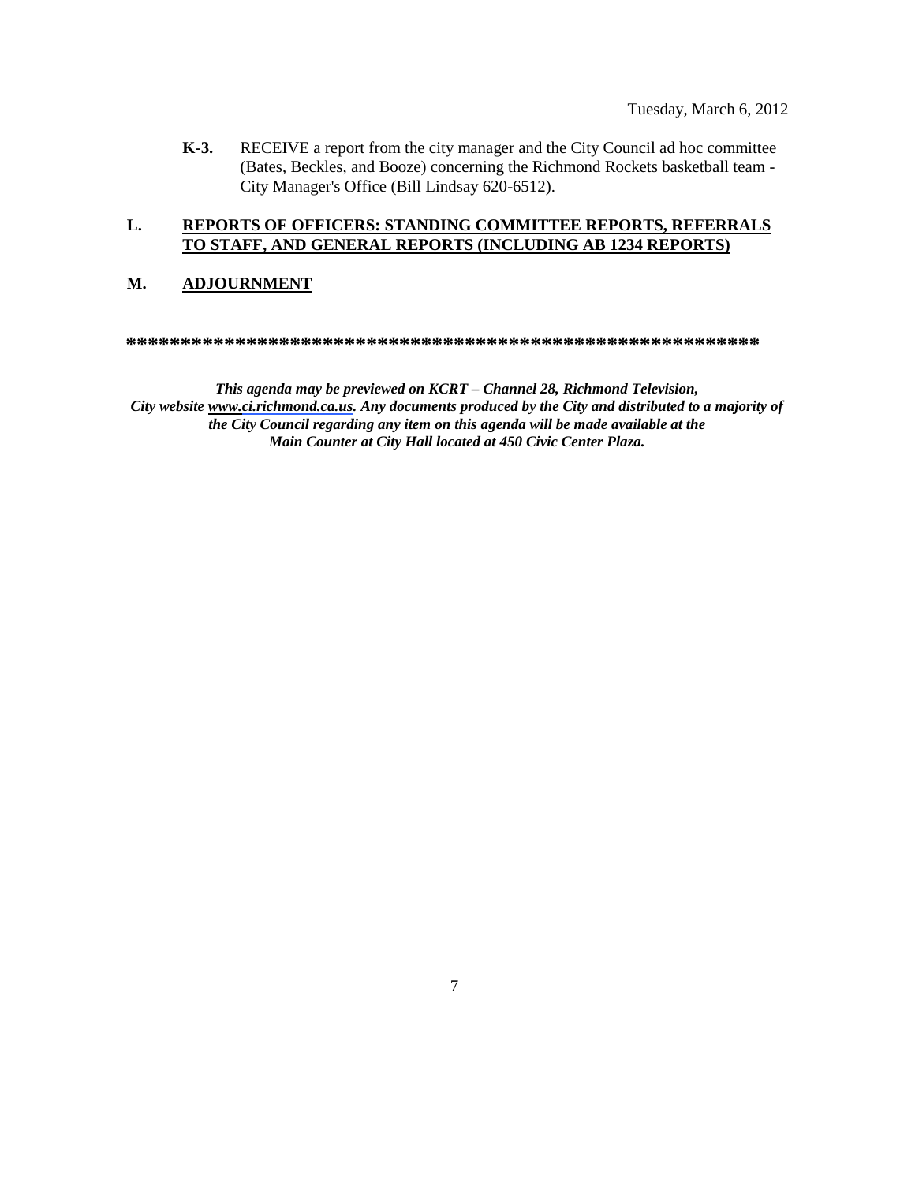**K-3.** RECEIVE a report from the city manager and the City Council ad hoc committee (Bates, Beckles, and Booze) concerning the Richmond Rockets basketball team - City Manager's Office (Bill Lindsay 620-6512).

## L. REPORTS OF OFFICERS: STANDING COMMITTEE REPORTS, REFERRALS TO STAFF, AND GENERAL REPORTS (INCLUDING AB 1234 REPORTS)

## M. ADJOURNMENT

**********************************************************

***This agenda may be previewed on KCRT – Channel 28, Richmond Television, City website www.ci.richmond.ca.us. Any documents produced by the City and distributed to a majority of the City Council regarding any item on this agenda will be made available at the Main Counter at City Hall located at 450 Civic Center Plaza.***